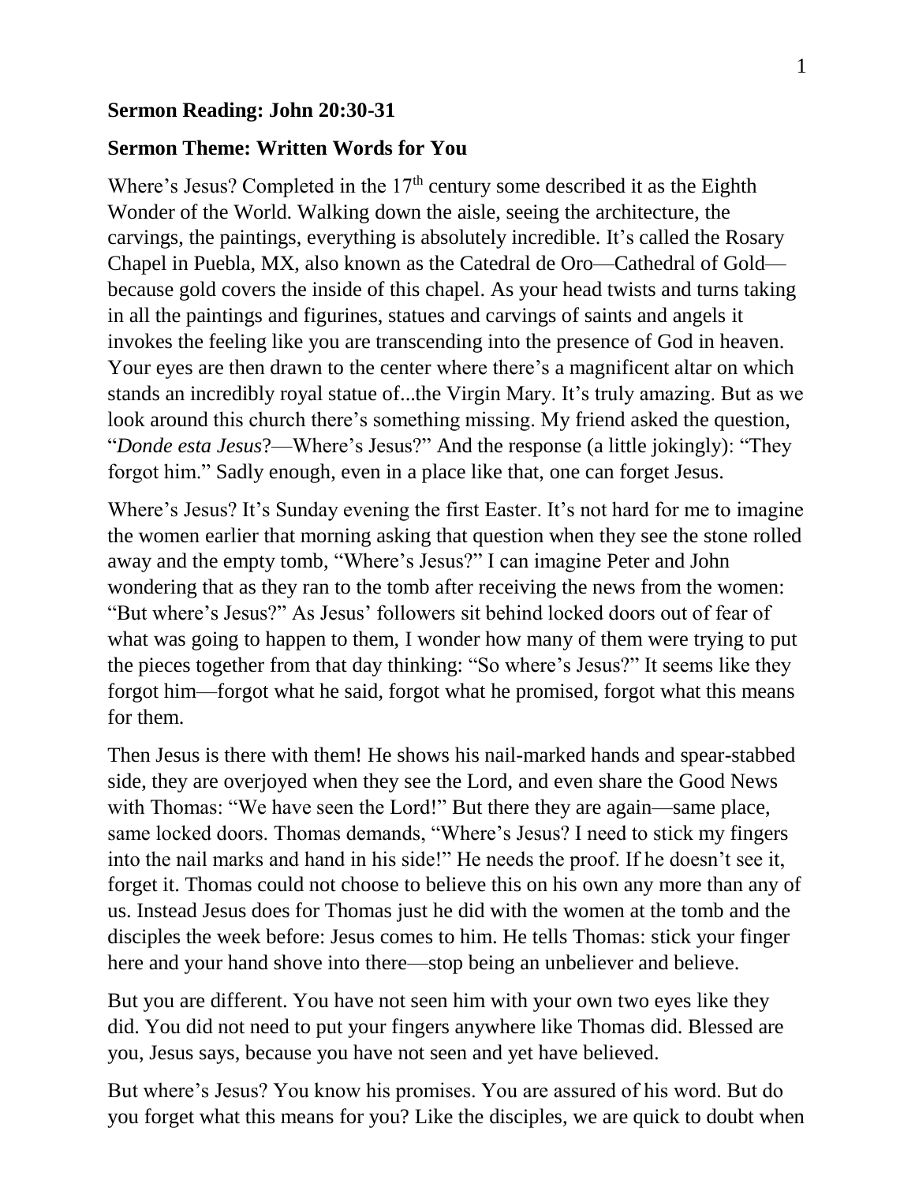**Sermon Reading: John 20:30-31**

**Sermon Theme: Written Words for You**

Where's Jesus? Completed in the 17th century some described it as the Eighth Wonder of the World. Walking down the aisle, seeing the architecture, the carvings, the paintings, everything is absolutely incredible. It's called the Rosary Chapel in Puebla, MX, also known as the Catedral de Oro—Cathedral of Gold—because gold covers the inside of this chapel. As your head twists and turns taking in all the paintings and figurines, statues and carvings of saints and angels it invokes the feeling like you are transcending into the presence of God in heaven. Your eyes are then drawn to the center where there's a magnificent altar on which stands an incredibly royal statue of...the Virgin Mary. It's truly amazing. But as we look around this church there's something missing. My friend asked the question, "*Donde esta Jesus*?—Where's Jesus?" And the response (a little jokingly): "They forgot him." Sadly enough, even in a place like that, one can forget Jesus.

Where's Jesus? It's Sunday evening the first Easter. It's not hard for me to imagine the women earlier that morning asking that question when they see the stone rolled away and the empty tomb, "Where's Jesus?" I can imagine Peter and John wondering that as they ran to the tomb after receiving the news from the women: "But where's Jesus?" As Jesus' followers sit behind locked doors out of fear of what was going to happen to them, I wonder how many of them were trying to put the pieces together from that day thinking: "So where's Jesus?" It seems like they forgot him—forgot what he said, forgot what he promised, forgot what this means for them.

Then Jesus is there with them! He shows his nail-marked hands and spear-stabbed side, they are overjoyed when they see the Lord, and even share the Good News with Thomas: "We have seen the Lord!" But there they are again—same place, same locked doors. Thomas demands, "Where's Jesus? I need to stick my fingers into the nail marks and hand in his side!" He needs the proof. If he doesn't see it, forget it. Thomas could not choose to believe this on his own any more than any of us. Instead Jesus does for Thomas just he did with the women at the tomb and the disciples the week before: Jesus comes to him. He tells Thomas: stick your finger here and your hand shove into there—stop being an unbeliever and believe.

But you are different. You have not seen him with your own two eyes like they did. You did not need to put your fingers anywhere like Thomas did. Blessed are you, Jesus says, because you have not seen and yet have believed.

But where's Jesus? You know his promises. You are assured of his word. But do you forget what this means for you? Like the disciples, we are quick to doubt when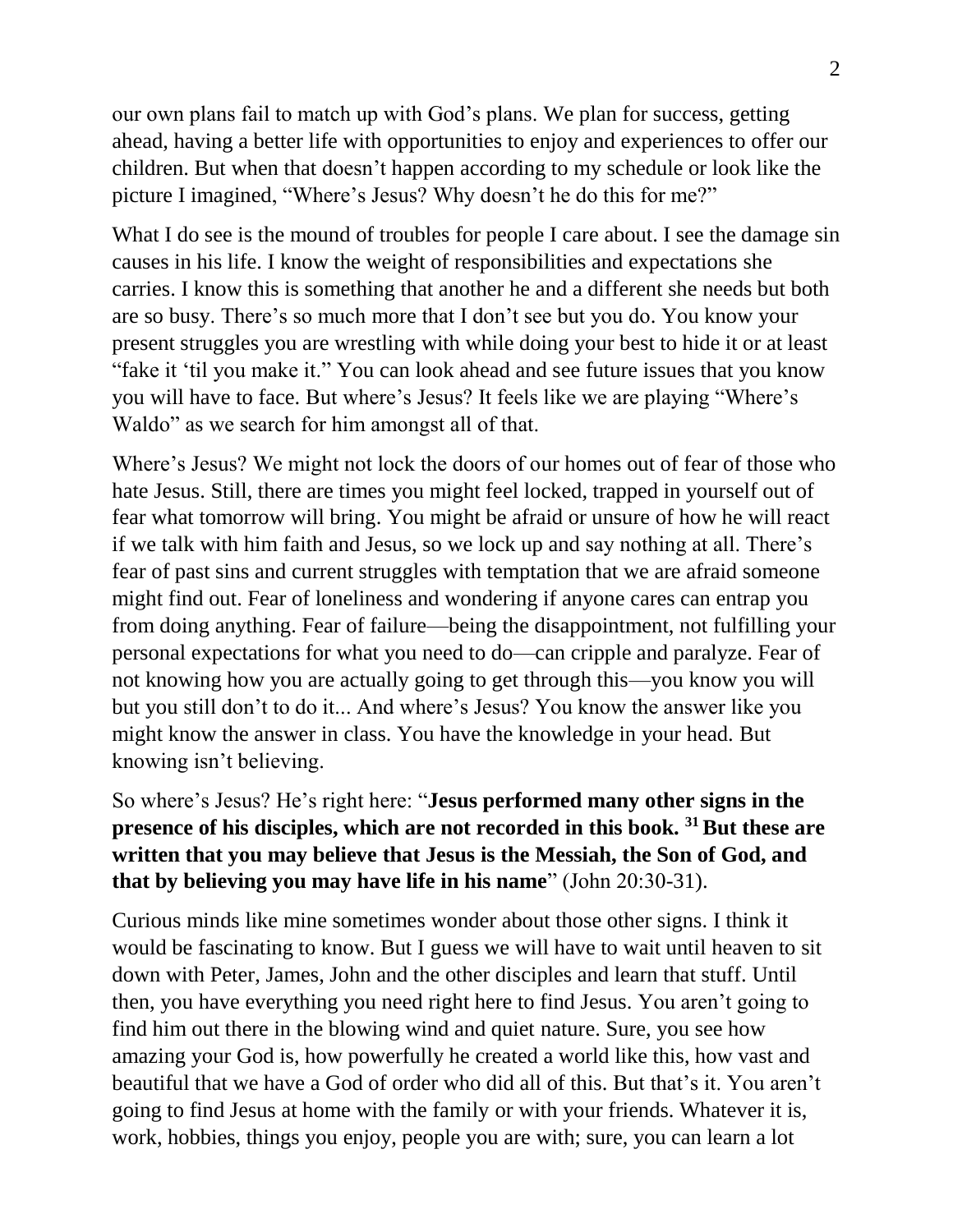our own plans fail to match up with God's plans. We plan for success, getting ahead, having a better life with opportunities to enjoy and experiences to offer our children. But when that doesn't happen according to my schedule or look like the picture I imagined, "Where's Jesus? Why doesn't he do this for me?"

What I do see is the mound of troubles for people I care about. I see the damage sin causes in his life. I know the weight of responsibilities and expectations she carries. I know this is something that another he and a different she needs but both are so busy. There's so much more that I don't see but you do. You know your present struggles you are wrestling with while doing your best to hide it or at least "fake it 'til you make it." You can look ahead and see future issues that you know you will have to face. But where's Jesus? It feels like we are playing "Where's Waldo" as we search for him amongst all of that.

Where's Jesus? We might not lock the doors of our homes out of fear of those who hate Jesus. Still, there are times you might feel locked, trapped in yourself out of fear what tomorrow will bring. You might be afraid or unsure of how he will react if we talk with him faith and Jesus, so we lock up and say nothing at all. There's fear of past sins and current struggles with temptation that we are afraid someone might find out. Fear of loneliness and wondering if anyone cares can entrap you from doing anything. Fear of failure—being the disappointment, not fulfilling your personal expectations for what you need to do—can cripple and paralyze. Fear of not knowing how you are actually going to get through this—you know you will but you still don't to do it... And where's Jesus? You know the answer like you might know the answer in class. You have the knowledge in your head. But knowing isn't believing.

So where's Jesus? He's right here: "**Jesus performed many other signs in the presence of his disciples, which are not recorded in this book. 31 But these are written that you may believe that Jesus is the Messiah, the Son of God, and that by believing you may have life in his name**" (John 20:30-31).

Curious minds like mine sometimes wonder about those other signs. I think it would be fascinating to know. But I guess we will have to wait until heaven to sit down with Peter, James, John and the other disciples and learn that stuff. Until then, you have everything you need right here to find Jesus. You aren't going to find him out there in the blowing wind and quiet nature. Sure, you see how amazing your God is, how powerfully he created a world like this, how vast and beautiful that we have a God of order who did all of this. But that's it. You aren't going to find Jesus at home with the family or with your friends. Whatever it is, work, hobbies, things you enjoy, people you are with; sure, you can learn a lot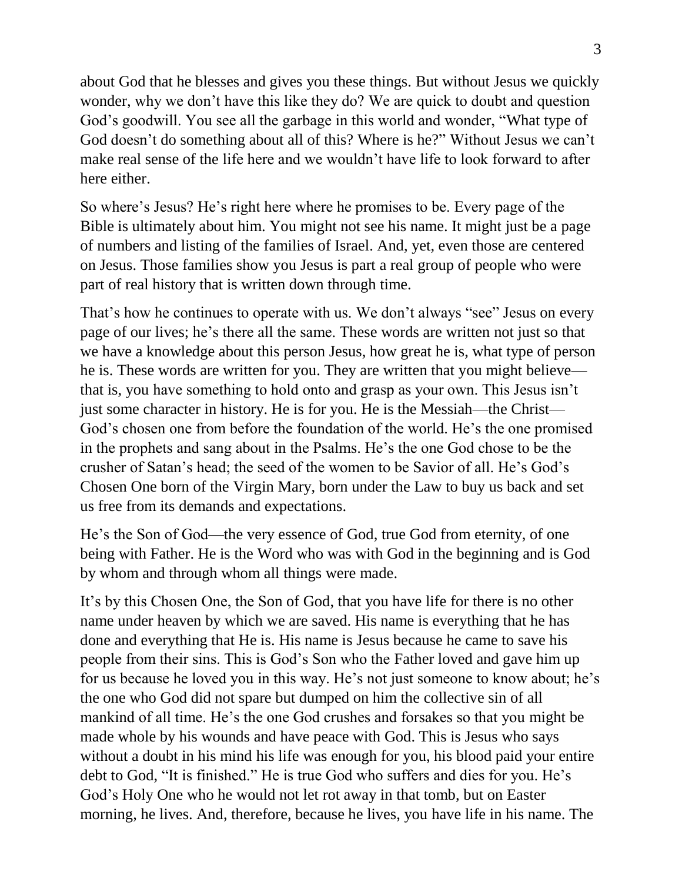about God that he blesses and gives you these things. But without Jesus we quickly wonder, why we don't have this like they do? We are quick to doubt and question God's goodwill. You see all the garbage in this world and wonder, "What type of God doesn't do something about all of this? Where is he?" Without Jesus we can't make real sense of the life here and we wouldn't have life to look forward to after here either.

So where's Jesus? He's right here where he promises to be. Every page of the Bible is ultimately about him. You might not see his name. It might just be a page of numbers and listing of the families of Israel. And, yet, even those are centered on Jesus. Those families show you Jesus is part a real group of people who were part of real history that is written down through time.

That's how he continues to operate with us. We don't always "see" Jesus on every page of our lives; he's there all the same. These words are written not just so that we have a knowledge about this person Jesus, how great he is, what type of person he is. These words are written for you. They are written that you might believe—that is, you have something to hold onto and grasp as your own. This Jesus isn't just some character in history. He is for you. He is the Messiah—the Christ—God's chosen one from before the foundation of the world. He's the one promised in the prophets and sang about in the Psalms. He's the one God chose to be the crusher of Satan's head; the seed of the women to be Savior of all. He's God's Chosen One born of the Virgin Mary, born under the Law to buy us back and set us free from its demands and expectations.

He's the Son of God—the very essence of God, true God from eternity, of one being with Father. He is the Word who was with God in the beginning and is God by whom and through whom all things were made.

It's by this Chosen One, the Son of God, that you have life for there is no other name under heaven by which we are saved. His name is everything that he has done and everything that He is. His name is Jesus because he came to save his people from their sins. This is God's Son who the Father loved and gave him up for us because he loved you in this way. He's not just someone to know about; he's the one who God did not spare but dumped on him the collective sin of all mankind of all time. He's the one God crushes and forsakes so that you might be made whole by his wounds and have peace with God. This is Jesus who says without a doubt in his mind his life was enough for you, his blood paid your entire debt to God, "It is finished." He is true God who suffers and dies for you. He's God's Holy One who he would not let rot away in that tomb, but on Easter morning, he lives. And, therefore, because he lives, you have life in his name. The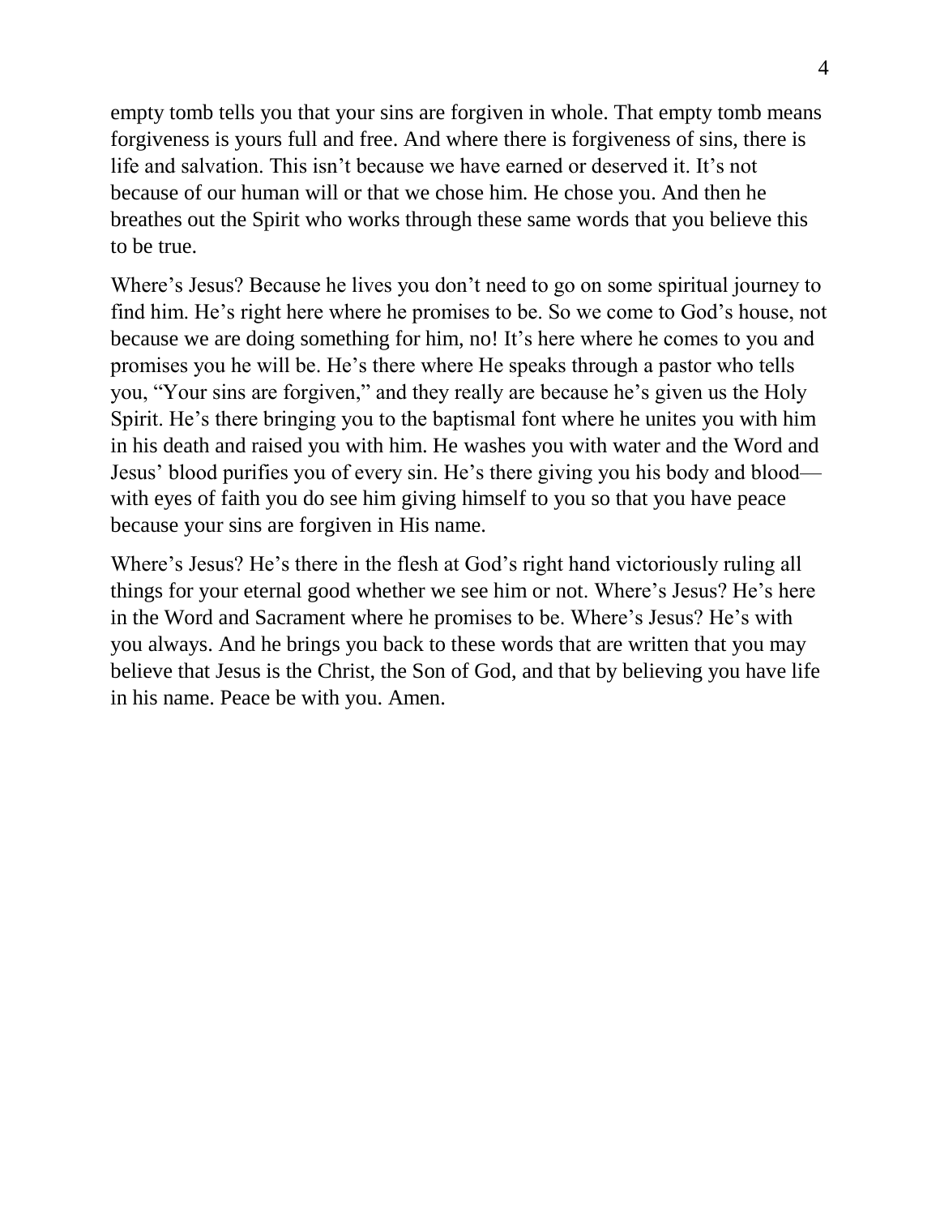empty tomb tells you that your sins are forgiven in whole. That empty tomb means forgiveness is yours full and free. And where there is forgiveness of sins, there is life and salvation. This isn't because we have earned or deserved it. It's not because of our human will or that we chose him. He chose you. And then he breathes out the Spirit who works through these same words that you believe this to be true.

Where's Jesus? Because he lives you don't need to go on some spiritual journey to find him. He's right here where he promises to be. So we come to God's house, not because we are doing something for him, no! It's here where he comes to you and promises you he will be. He's there where He speaks through a pastor who tells you, "Your sins are forgiven," and they really are because he's given us the Holy Spirit. He's there bringing you to the baptismal font where he unites you with him in his death and raised you with him. He washes you with water and the Word and Jesus' blood purifies you of every sin. He's there giving you his body and blood—with eyes of faith you do see him giving himself to you so that you have peace because your sins are forgiven in His name.

Where's Jesus? He's there in the flesh at God's right hand victoriously ruling all things for your eternal good whether we see him or not. Where's Jesus? He's here in the Word and Sacrament where he promises to be. Where's Jesus? He's with you always. And he brings you back to these words that are written that you may believe that Jesus is the Christ, the Son of God, and that by believing you have life in his name. Peace be with you. Amen.